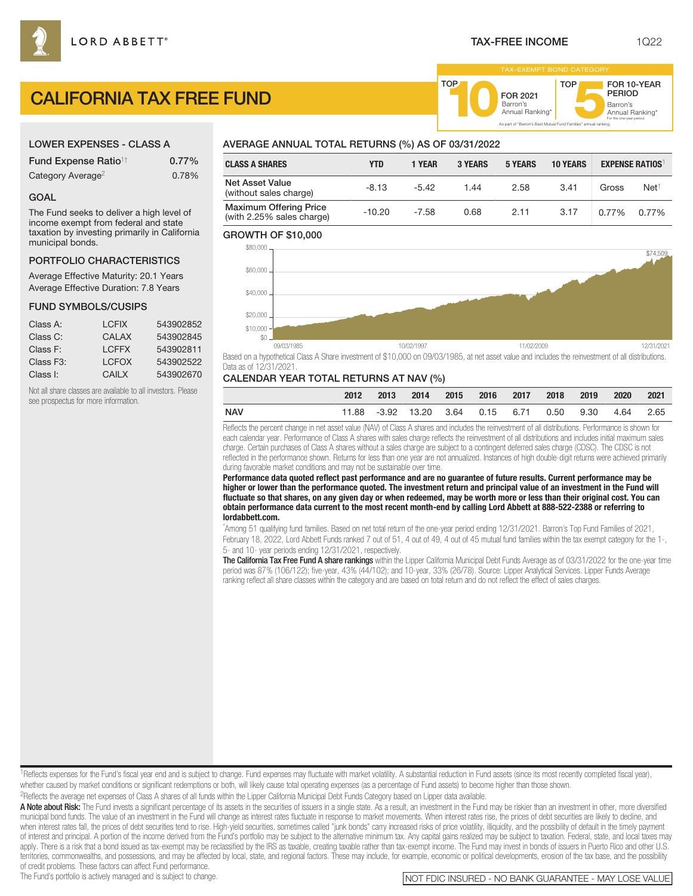LORD ABBETT®

TAX-FREE INCOME

1Q22

# CALIFORNIA TAX FREE FUND

TAX-EXEMPT BOND CATEGORY

TOP 10 FOR 2021 Barron's Annual Ranking*

TOP 5 FOR 10-YEAR PERIOD Barron's Annual Ranking*

For the one-year period.

As part of "Barron's Best Mutual Fund Families" annual ranking.

## LOWER EXPENSES - CLASS A

| | |
|---|---|
| Fund Expense Ratio[1†] | 0.77% |
| Category Average[2] | 0.78% |

## GOAL

The Fund seeks to deliver a high level of income exempt from federal and state taxation by investing primarily in California municipal bonds.

## PORTFOLIO CHARACTERISTICS

Average Effective Maturity: 20.1 Years

Average Effective Duration: 7.8 Years

## FUND SYMBOLS/CUSIPS

| | | |
|---|---|---|
| Class A: | LCFIX | 543902852 |
| Class C: | CALAX | 543902845 |
| Class F: | LCFFX | 543902811 |
| Class F3: | LCFOX | 543902522 |
| Class I: | CAILX | 543902670 |

Not all share classes are available to all investors. Please see prospectus for more information.

## AVERAGE ANNUAL TOTAL RETURNS (%) AS OF 03/31/2022

| CLASS A SHARES | YTD | 1 YEAR | 3 YEARS | 5 YEARS | 10 YEARS | EXPENSE RATIOS[1] | |
|---|---|---|---|---|---|---|---|
| | | | | | | Gross | Net[†] |
| Net Asset Value (without sales charge) | -8.13 | -5.42 | 1.44 | 2.58 | 3.41 | 0.77% | 0.77% |
| Maximum Offering Price (with 2.25% sales charge) | -10.20 | -7.58 | 0.68 | 2.11 | 3.17 | | |

## GROWTH OF $10,000

$74,509

Based on a hypothetical Class A Share investment of $10,000 on 09/03/1985, at net asset value and includes the reinvestment of all distributions. Data as of 12/31/2021.

## CALENDAR YEAR TOTAL RETURNS AT NAV (%)

| | 2012 | 2013 | 2014 | 2015 | 2016 | 2017 | 2018 | 2019 | 2020 | 2021 |
|---|---|---|---|---|---|---|---|---|---|---|
| NAV | 11.88 | -3.92 | 13.20 | 3.64 | 0.15 | 6.71 | 0.50 | 9.30 | 4.64 | 2.65 |

Reflects the percent change in net asset value (NAV) of Class A shares and includes the reinvestment of all distributions. Performance is shown for each calendar year. Performance of Class A shares with sales charge reflects the reinvestment of all distributions and includes initial maximum sales charge. Certain purchases of Class A shares without a sales charge are subject to a contingent deferred sales charge (CDSC). The CDSC is not reflected in the performance shown. Returns for less than one year are not annualized. Instances of high double-digit returns were achieved primarily during favorable market conditions and may not be sustainable over time.

**Performance data quoted reflect past performance and are no guarantee of future results. Current performance may be higher or lower than the performance quoted. The investment return and principal value of an investment in the Fund will fluctuate so that shares, on any given day or when redeemed, may be worth more or less than their original cost. You can obtain performance data current to the most recent month-end by calling Lord Abbett at 888-522-2388 or referring to lordabbett.com.**

*Among 51 qualifying fund families. Based on net total return of the one-year period ending 12/31/2021. Barron's Top Fund Families of 2021, February 18, 2022, Lord Abbett Funds ranked 7 out of 51, 4 out of 49, 4 out of 45 mutual fund families within the tax exempt category for the 1-, 5- and 10- year periods ending 12/31/2021, respectively.

**The California Tax Free Fund A share rankings** within the Lipper California Municipal Debt Funds Average as of 03/31/2022 for the one-year time period was 87% (106/122); five-year, 43% (44/102); and 10-year, 33% (26/78). Source: Lipper Analytical Services. Lipper Funds Average ranking reflect all share classes within the category and are based on total return and do not reflect the effect of sales charges.

[1]Reflects expenses for the Fund's fiscal year end and is subject to change. Fund expenses may fluctuate with market volatility. A substantial reduction in Fund assets (since its most recently completed fiscal year), whether caused by market conditions or significant redemptions or both, will likely cause total operating expenses (as a percentage of Fund assets) to become higher than those shown.

[2]Reflects the average net expenses of Class A shares of all funds within the Lipper California Municipal Debt Funds Category based on Lipper data available.

**A Note about Risk:** The Fund invests a significant percentage of its assets in the securities of issuers in a single state. As a result, an investment in the Fund may be riskier than an investment in other, more diversified municipal bond funds. The value of an investment in the Fund will change as interest rates fluctuate in response to market movements. When interest rates rise, the prices of debt securities are likely to decline, and when interest rates fall, the prices of debt securities tend to rise. High-yield securities, sometimes called "junk bonds" carry increased risks of price volatility, illiquidity, and the possibility of default in the timely payment of interest and principal. A portion of the income derived from the Fund's portfolio may be subject to the alternative minimum tax. Any capital gains realized may be subject to taxation. Federal, state, and local taxes may apply. There is a risk that a bond issued as tax-exempt may be reclassified by the IRS as taxable, creating taxable rather than tax-exempt income. The Fund may invest in bonds of issuers in Puerto Rico and other U.S. territories, commonwealths, and possessions, and may be affected by local, state, and regional factors. These may include, for example, economic or political developments, erosion of the tax base, and the possibility of credit problems. These factors can affect Fund performance.

The Fund's portfolio is actively managed and is subject to change.

NOT FDIC INSURED - NO BANK GUARANTEE - MAY LOSE VALUE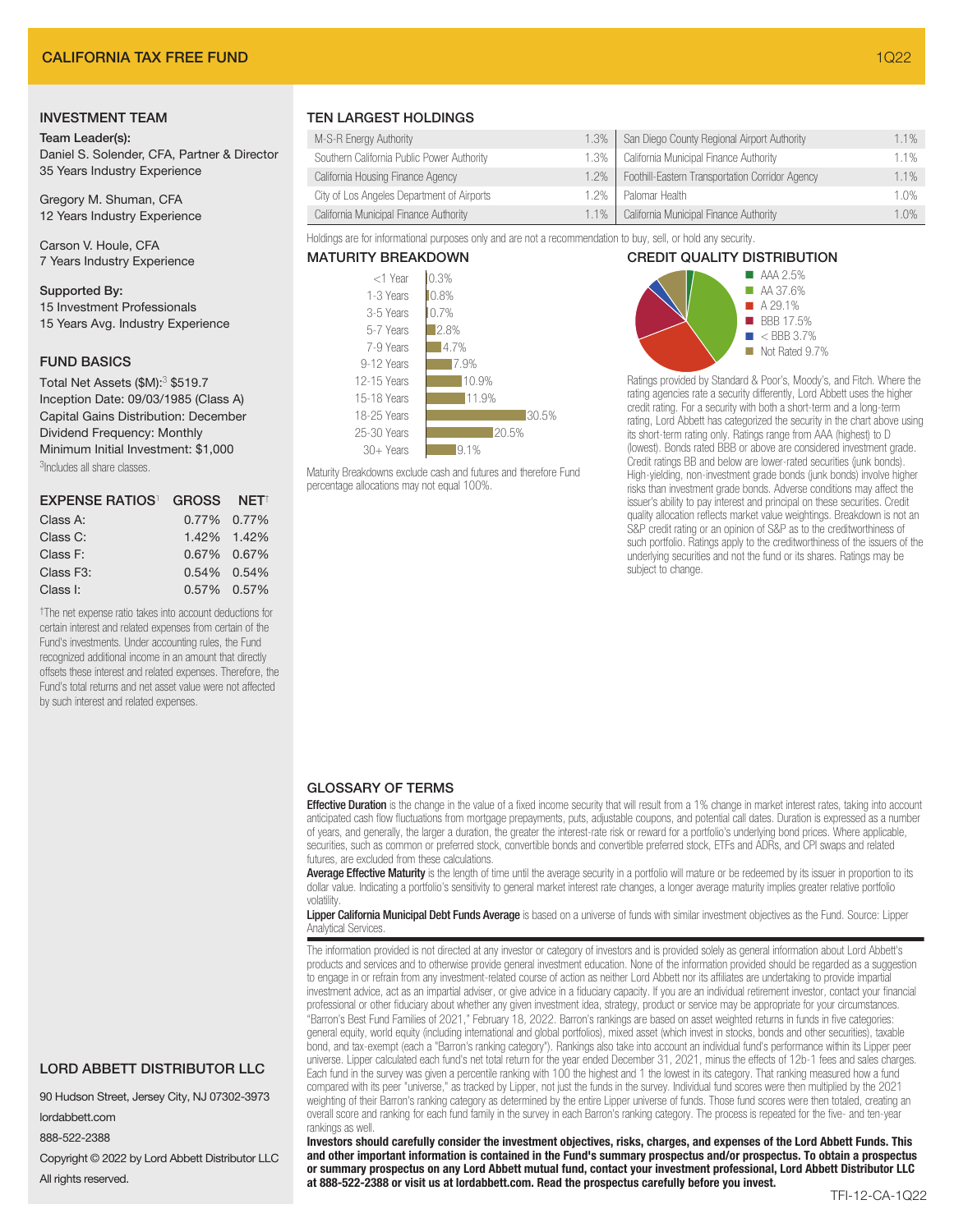## INVESTMENT TEAM

**Team Leader(s):**
Daniel S. Solender, CFA, Partner & Director
35 Years Industry Experience

Gregory M. Shuman, CFA
12 Years Industry Experience

Carson V. Houle, CFA
7 Years Industry Experience

**Supported By:**
15 Investment Professionals
15 Years Avg. Industry Experience

## FUND BASICS

Total Net Assets ($M):[3] $519.7
Inception Date: 09/03/1985 (Class A)
Capital Gains Distribution: December
Dividend Frequency: Monthly
Minimum Initial Investment: $1,000

[3]Includes all share classes.

| EXPENSE RATIOS† | GROSS | NET† |
|---|---|---|
| Class A: | 0.77% | 0.77% |
| Class C: | 1.42% | 1.42% |
| Class F: | 0.67% | 0.67% |
| Class F3: | 0.54% | 0.54% |
| Class I: | 0.57% | 0.57% |

†The net expense ratio takes into account deductions for certain interest and related expenses from certain of the Fund's investments. Under accounting rules, the Fund recognized additional income in an amount that directly offsets these interest and related expenses. Therefore, the Fund's total returns and net asset value were not affected by such interest and related expenses.

## TEN LARGEST HOLDINGS

| | | | |
|---|---|---|---|
| M-S-R Energy Authority | 1.3% | San Diego County Regional Airport Authority | 1.1% |
| Southern California Public Power Authority | 1.3% | California Municipal Finance Authority | 1.1% |
| California Housing Finance Agency | 1.2% | Foothill-Eastern Transportation Corridor Agency | 1.1% |
| City of Los Angeles Department of Airports | 1.2% | Palomar Health | 1.0% |
| California Municipal Finance Authority | 1.1% | California Municipal Finance Authority | 1.0% |

Holdings are for informational purposes only and are not a recommendation to buy, sell, or hold any security.

## MATURITY BREAKDOWN

<1 Year 0.3%
1-3 Years 0.8%
3-5 Years 0.7%
5-7 Years 2.8%
7-9 Years 4.7%
9-12 Years 7.9%
12-15 Years 10.9%
15-18 Years 11.9%
18-25 Years 30.5%
25-30 Years 20.5%
30+ Years 9.1%

Maturity Breakdowns exclude cash and futures and therefore Fund percentage allocations may not equal 100%.

## CREDIT QUALITY DISTRIBUTION

AAA 2.5%
AA 37.6%
A 29.1%
BBB 17.5%
< BBB 3.7%
Not Rated 9.7%

Ratings provided by Standard & Poor's, Moody's, and Fitch. Where the rating agencies rate a security differently, Lord Abbett uses the higher credit rating. For a security with both a short-term and a long-term rating, Lord Abbett has categorized the security in the chart above using its short-term rating only. Ratings range from AAA (highest) to D (lowest). Bonds rated BBB or above are considered investment grade. Credit ratings BB and below are lower-rated securities (junk bonds). High-yielding, non-investment grade bonds (junk bonds) involve higher risks than investment grade bonds. Adverse conditions may affect the issuer's ability to pay interest and principal on these securities. Credit quality allocation reflects market value weightings. Breakdown is not an S&P credit rating or an opinion of S&P as to the creditworthiness of such portfolio. Ratings apply to the creditworthiness of the issuers of the underlying securities and not the fund or its shares. Ratings may be subject to change.

## GLOSSARY OF TERMS

**Effective Duration** is the change in the value of a fixed income security that will result from a 1% change in market interest rates, taking into account anticipated cash flow fluctuations from mortgage prepayments, puts, adjustable coupons, and potential call dates. Duration is expressed as a number of years, and generally, the larger a duration, the greater the interest-rate risk or reward for a portfolio's underlying bond prices. Where applicable, securities, such as common or preferred stock, convertible bonds and convertible preferred stock, ETFs and ADRs, and CPI swaps and related futures, are excluded from these calculations.

**Average Effective Maturity** is the length of time until the average security in a portfolio will mature or be redeemed by its issuer in proportion to its dollar value. Indicating a portfolio's sensitivity to general market interest rate changes, a longer average maturity implies greater relative portfolio volatility.

**Lipper California Municipal Debt Funds Average** is based on a universe of funds with similar investment objectives as the Fund. Source: Lipper Analytical Services.

The information provided is not directed at any investor or category of investors and is provided solely as general information about Lord Abbett's products and services and to otherwise provide general investment education. None of the information provided should be regarded as a suggestion to engage in or refrain from any investment-related course of action as neither Lord Abbett nor its affiliates are undertaking to provide impartial investment advice, act as an impartial adviser, or give advice in a fiduciary capacity. If you are an individual retirement investor, contact your financial professional or other fiduciary about whether any given investment idea, strategy, product or service may be appropriate for your circumstances.
"Barron's Best Fund Families of 2021," February 18, 2022. Barron's rankings are based on asset weighted returns in funds in five categories: general equity, world equity (including international and global portfolios), mixed asset (which invest in stocks, bonds and other securities), taxable bond, and tax-exempt (each a "Barron's ranking category"). Rankings also take into account an individual fund's performance within its Lipper peer universe. Lipper calculated each fund's net total return for the year ended December 31, 2021, minus the effects of 12b-1 fees and sales charges. Each fund in the survey was given a percentile ranking with 100 the highest and 1 the lowest in its category. That ranking measured how a fund compared with its peer "universe," as tracked by Lipper, not just the funds in the survey. Individual fund scores were then multiplied by the 2021 weighting of their Barron's ranking category as determined by the entire Lipper universe of funds. Those fund scores were then totaled, creating an overall score and ranking for each fund family in the survey in each Barron's ranking category. The process is repeated for the five- and ten-year rankings as well.

**Investors should carefully consider the investment objectives, risks, charges, and expenses of the Lord Abbett Funds. This and other important information is contained in the Fund's summary prospectus and/or prospectus. To obtain a prospectus or summary prospectus on any Lord Abbett mutual fund, contact your investment professional, Lord Abbett Distributor LLC at 888-522-2388 or visit us at lordabbett.com. Read the prospectus carefully before you invest.**

## LORD ABBETT DISTRIBUTOR LLC

90 Hudson Street, Jersey City, NJ 07302-3973

lordabbett.com

888-522-2388

Copyright © 2022 by Lord Abbett Distributor LLC

All rights reserved.

TFI-12-CA-1Q22